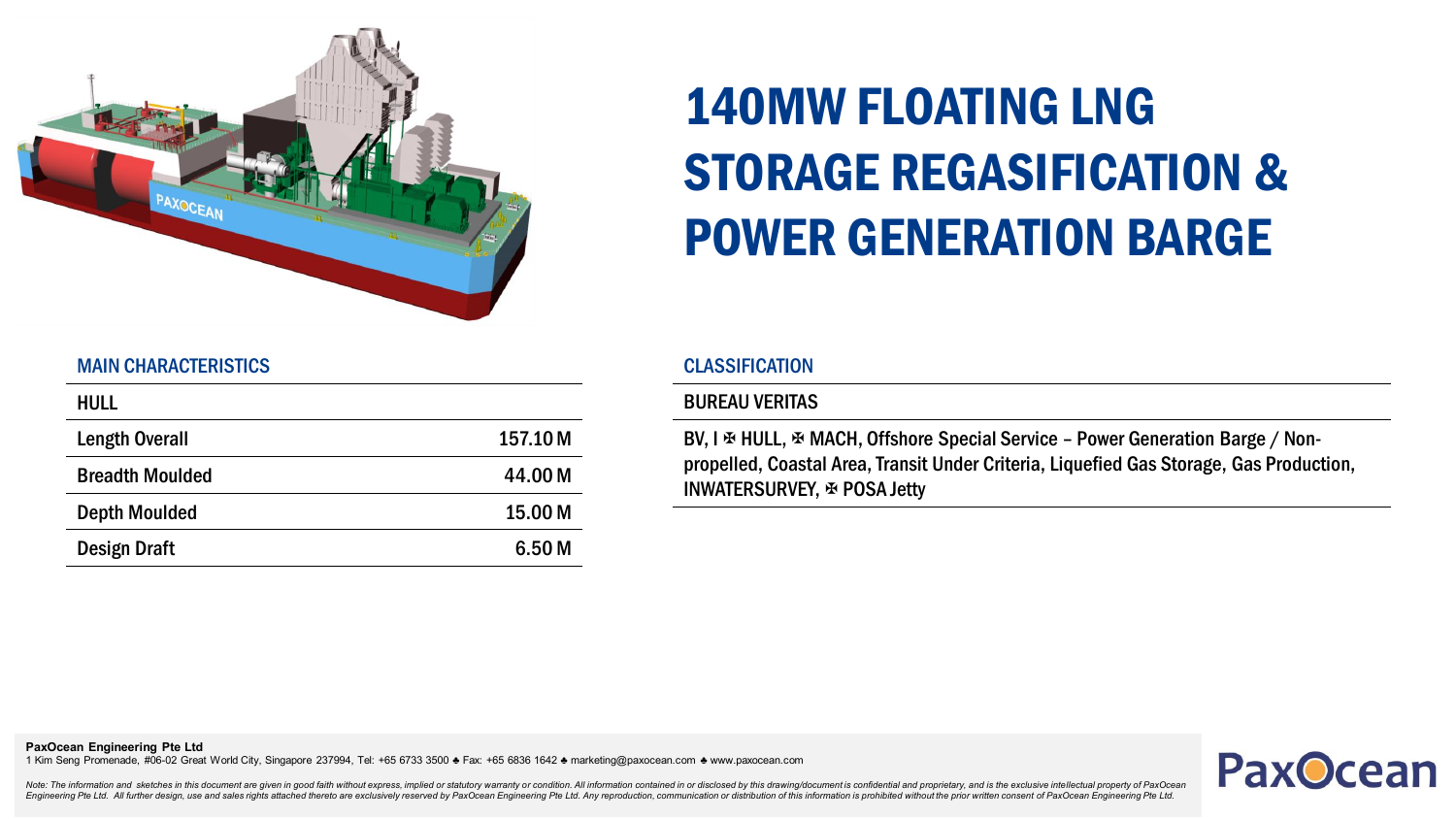# 140MW FLOATING LNG STORAGE REGASIFICATION & POWER GENERATION BARGE

## MAIN CHARACTERISTICS

| HULL | |
|---|---|
| Length Overall | 157.10 M |
| Breadth Moulded | 44.00 M |
| Depth Moulded | 15.00 M |
| Design Draft | 6.50 M |

## CLASSIFICATION

**BUREAU VERITAS**

BV, I ✠ HULL, ✠ MACH, Offshore Special Service – Power Generation Barge / Non-propelled, Coastal Area, Transit Under Criteria, Liquefied Gas Storage, Gas Production, INWATERSURVEY, ✠ POSA Jetty

**PaxOcean Engineering Pte Ltd**
1 Kim Seng Promenade, #06-02 Great World City, Singapore 237994, Tel: +65 6733 3500 ♣ Fax: +65 6836 1642 ♣ marketing@paxocean.com ♣ www.paxocean.com

*Note: The information and sketches in this document are given in good faith without express, implied or statutory warranty or condition. All information contained in or disclosed by this drawing/document is confidential and proprietary, and is the exclusive intellectual property of PaxOcean Engineering Pte Ltd. All further design, use and sales rights attached thereto are exclusively reserved by PaxOcean Engineering Pte Ltd. Any reproduction, communication or distribution of this information is prohibited without the prior written consent of PaxOcean Engineering Pte Ltd.*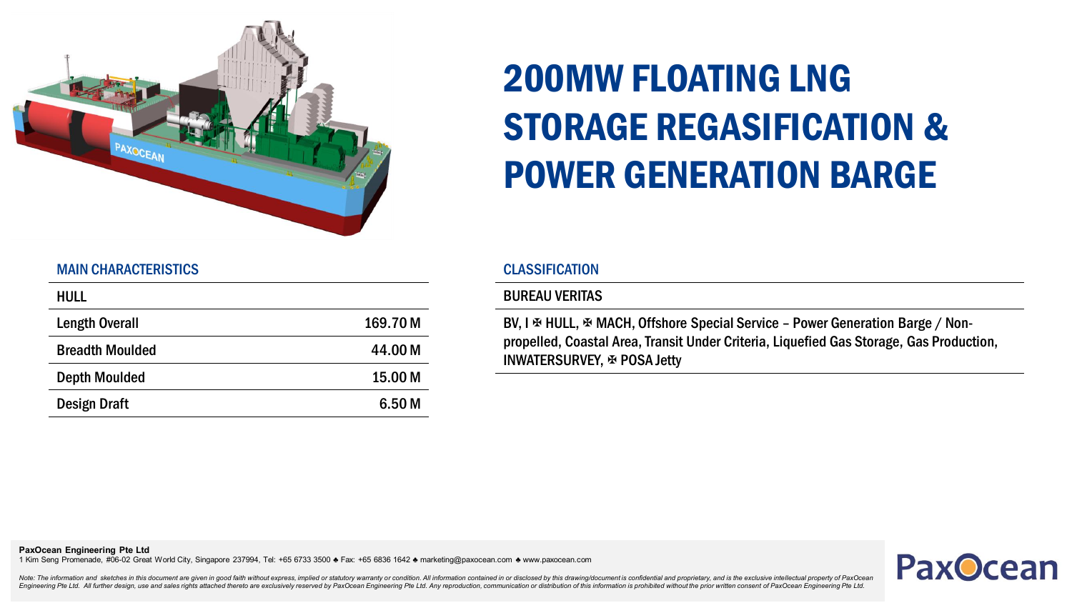# 200MW FLOATING LNG STORAGE REGASIFICATION & POWER GENERATION BARGE

## MAIN CHARACTERISTICS

| HULL | |
|---|---|
| Length Overall | 169.70 M |
| Breadth Moulded | 44.00 M |
| Depth Moulded | 15.00 M |
| Design Draft | 6.50 M |

## CLASSIFICATION

**BUREAU VERITAS**

BV, I ✠ HULL, ✠ MACH, Offshore Special Service – Power Generation Barge / Non-propelled, Coastal Area, Transit Under Criteria, Liquefied Gas Storage, Gas Production, INWATERSURVEY, ✠ POSA Jetty

**PaxOcean Engineering Pte Ltd**
1 Kim Seng Promenade, #06-02 Great World City, Singapore 237994, Tel: +65 6733 3500 ♣ Fax: +65 6836 1642 ♣ marketing@paxocean.com ♣ www.paxocean.com

*Note: The information and sketches in this document are given in good faith without express, implied or statutory warranty or condition. All information contained in or disclosed by this drawing/document is confidential and proprietary, and is the exclusive intellectual property of PaxOcean Engineering Pte Ltd. All further design, use and sales rights attached thereto are exclusively reserved by PaxOcean Engineering Pte Ltd. Any reproduction, communication or distribution of this information is prohibited without the prior written consent of PaxOcean Engineering Pte Ltd.*